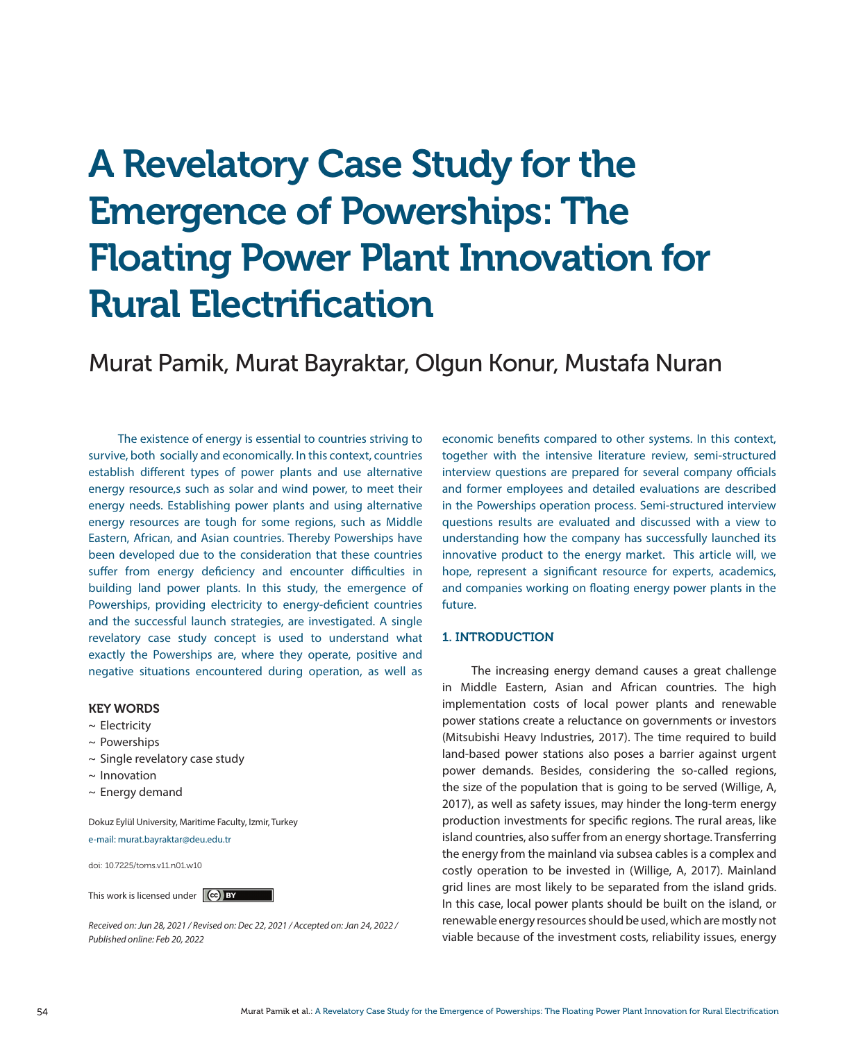# A Revelatory Case Study for the Emergence of Powerships: The Floating Power Plant Innovation for Rural Electrification

Murat Pamik, Murat Bayraktar, Olgun Konur, Mustafa Nuran

The existence of energy is essential to countries striving to survive, both socially and economically. In this context, countries establish different types of power plants and use alternative energy resource,s such as solar and wind power, to meet their energy needs. Establishing power plants and using alternative energy resources are tough for some regions, such as Middle Eastern, African, and Asian countries. Thereby Powerships have been developed due to the consideration that these countries suffer from energy deficiency and encounter difficulties in building land power plants. In this study, the emergence of Powerships, providing electricity to energy-deficient countries and the successful launch strategies, are investigated. A single revelatory case study concept is used to understand what exactly the Powerships are, where they operate, positive and negative situations encountered during operation, as well as economic benefits compared to other systems. In this context, together with the intensive literature review, semi-structured interview questions are prepared for several company officials and former employees and detailed evaluations are described in the Powerships operation process. Semi-structured interview questions results are evaluated and discussed with a view to understanding how the company has successfully launched its innovative product to the energy market. This article will, we hope, represent a significant resource for experts, academics, and companies working on floating energy power plants in the future.

**KEY WORDS**

- ~ Electricity
- ~ Powerships
- ~ Single revelatory case study
- ~ Innovation
- ~ Energy demand

Dokuz Eylül University, Maritime Faculty, Izmir, Turkey

e-mail: murat.bayraktar@deu.edu.tr

doi: 10.7225/toms.v11.n01.w10

This work is licensed under CC BY

*Received on: Jun 28, 2021 / Revised on: Dec 22, 2021 / Accepted on: Jan 24, 2022 / Published online: Feb 20, 2022*

## 1. INTRODUCTION

The increasing energy demand causes a great challenge in Middle Eastern, Asian and African countries. The high implementation costs of local power plants and renewable power stations create a reluctance on governments or investors (Mitsubishi Heavy Industries, 2017). The time required to build land-based power stations also poses a barrier against urgent power demands. Besides, considering the so-called regions, the size of the population that is going to be served (Willige, A, 2017), as well as safety issues, may hinder the long-term energy production investments for specific regions. The rural areas, like island countries, also suffer from an energy shortage. Transferring the energy from the mainland via subsea cables is a complex and costly operation to be invested in (Willige, A, 2017). Mainland grid lines are most likely to be separated from the island grids. In this case, local power plants should be built on the island, or renewable energy resources should be used, which are mostly not viable because of the investment costs, reliability issues, energy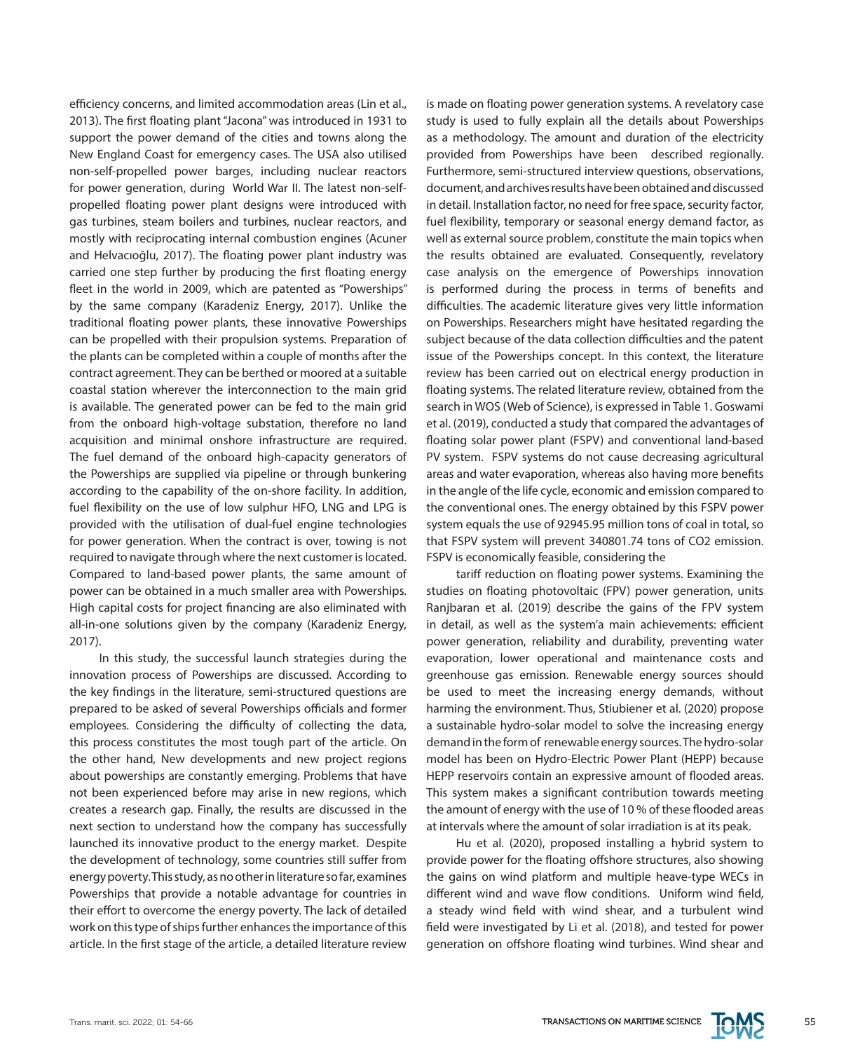efficiency concerns, and limited accommodation areas (Lin et al., 2013). The first floating plant "Jacona" was introduced in 1931 to support the power demand of the cities and towns along the New England Coast for emergency cases. The USA also utilised non-self-propelled power barges, including nuclear reactors for power generation, during World War II. The latest non-self-propelled floating power plant designs were introduced with gas turbines, steam boilers and turbines, nuclear reactors, and mostly with reciprocating internal combustion engines (Acuner and Helvacıoğlu, 2017). The floating power plant industry was carried one step further by producing the first floating energy fleet in the world in 2009, which are patented as "Powerships" by the same company (Karadeniz Energy, 2017). Unlike the traditional floating power plants, these innovative Powerships can be propelled with their propulsion systems. Preparation of the plants can be completed within a couple of months after the contract agreement. They can be berthed or moored at a suitable coastal station wherever the interconnection to the main grid is available. The generated power can be fed to the main grid from the onboard high-voltage substation, therefore no land acquisition and minimal onshore infrastructure are required. The fuel demand of the onboard high-capacity generators of the Powerships are supplied via pipeline or through bunkering according to the capability of the on-shore facility. In addition, fuel flexibility on the use of low sulphur HFO, LNG and LPG is provided with the utilisation of dual-fuel engine technologies for power generation. When the contract is over, towing is not required to navigate through where the next customer is located. Compared to land-based power plants, the same amount of power can be obtained in a much smaller area with Powerships. High capital costs for project financing are also eliminated with all-in-one solutions given by the company (Karadeniz Energy, 2017).

In this study, the successful launch strategies during the innovation process of Powerships are discussed. According to the key findings in the literature, semi-structured questions are prepared to be asked of several Powerships officials and former employees. Considering the difficulty of collecting the data, this process constitutes the most tough part of the article. On the other hand, New developments and new project regions about powerships are constantly emerging. Problems that have not been experienced before may arise in new regions, which creates a research gap. Finally, the results are discussed in the next section to understand how the company has successfully launched its innovative product to the energy market. Despite the development of technology, some countries still suffer from energy poverty. This study, as no other in literature so far, examines Powerships that provide a notable advantage for countries in their effort to overcome the energy poverty. The lack of detailed work on this type of ships further enhances the importance of this article. In the first stage of the article, a detailed literature review is made on floating power generation systems. A revelatory case study is used to fully explain all the details about Powerships as a methodology. The amount and duration of the electricity provided from Powerships have been described regionally. Furthermore, semi-structured interview questions, observations, document, and archives results have been obtained and discussed in detail. Installation factor, no need for free space, security factor, fuel flexibility, temporary or seasonal energy demand factor, as well as external source problem, constitute the main topics when the results obtained are evaluated. Consequently, revelatory case analysis on the emergence of Powerships innovation is performed during the process in terms of benefits and difficulties. The academic literature gives very little information on Powerships. Researchers might have hesitated regarding the subject because of the data collection difficulties and the patent issue of the Powerships concept. In this context, the literature review has been carried out on electrical energy production in floating systems. The related literature review, obtained from the search in WOS (Web of Science), is expressed in Table 1. Goswami et al. (2019), conducted a study that compared the advantages of floating solar power plant (FSPV) and conventional land-based PV system. FSPV systems do not cause decreasing agricultural areas and water evaporation, whereas also having more benefits in the angle of the life cycle, economic and emission compared to the conventional ones. The energy obtained by this FSPV power system equals the use of 92945.95 million tons of coal in total, so that FSPV system will prevent 340801.74 tons of $CO_2$ emission. FSPV is economically feasible, considering the

tariff reduction on floating power systems. Examining the studies on floating photovoltaic (FPV) power generation, units Ranjbaran et al. (2019) describe the gains of the FPV system in detail, as well as the system'a main achievements: efficient power generation, reliability and durability, preventing water evaporation, lower operational and maintenance costs and greenhouse gas emission. Renewable energy sources should be used to meet the increasing energy demands, without harming the environment. Thus, Stiubiener et al. (2020) propose a sustainable hydro-solar model to solve the increasing energy demand in the form of renewable energy sources. The hydro-solar model has been on Hydro-Electric Power Plant (HEPP) because HEPP reservoirs contain an expressive amount of flooded areas. This system makes a significant contribution towards meeting the amount of energy with the use of 10 % of these flooded areas at intervals where the amount of solar irradiation is at its peak.

Hu et al. (2020), proposed installing a hybrid system to provide power for the floating offshore structures, also showing the gains on wind platform and multiple heave-type WECs in different wind and wave flow conditions. Uniform wind field, a steady wind field with wind shear, and a turbulent wind field were investigated by Li et al. (2018), and tested for power generation on offshore floating wind turbines. Wind shear and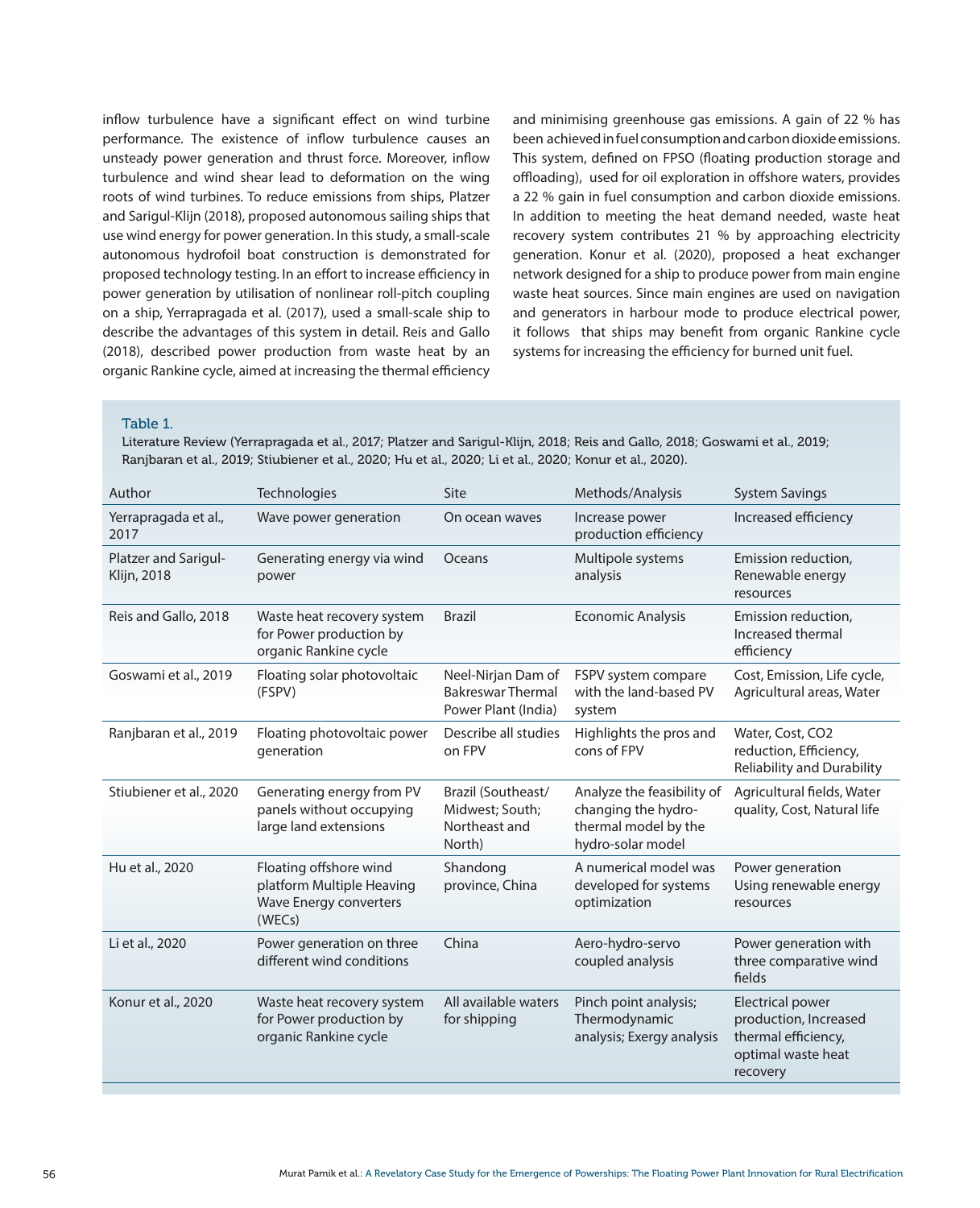inflow turbulence have a significant effect on wind turbine performance. The existence of inflow turbulence causes an unsteady power generation and thrust force. Moreover, inflow turbulence and wind shear lead to deformation on the wing roots of wind turbines. To reduce emissions from ships, Platzer and Sarigul-Klijn (2018), proposed autonomous sailing ships that use wind energy for power generation. In this study, a small-scale autonomous hydrofoil boat construction is demonstrated for proposed technology testing. In an effort to increase efficiency in power generation by utilisation of nonlinear roll-pitch coupling on a ship, Yerrapragada et al. (2017), used a small-scale ship to describe the advantages of this system in detail. Reis and Gallo (2018), described power production from waste heat by an organic Rankine cycle, aimed at increasing the thermal efficiency and minimising greenhouse gas emissions. A gain of 22 % has been achieved in fuel consumption and carbon dioxide emissions. This system, defined on FPSO (floating production storage and offloading), used for oil exploration in offshore waters, provides a 22 % gain in fuel consumption and carbon dioxide emissions. In addition to meeting the heat demand needed, waste heat recovery system contributes 21 % by approaching electricity generation. Konur et al. (2020), proposed a heat exchanger network designed for a ship to produce power from main engine waste heat sources. Since main engines are used on navigation and generators in harbour mode to produce electrical power, it follows that ships may benefit from organic Rankine cycle systems for increasing the efficiency for burned unit fuel.

Table 1.
Literature Review (Yerrapragada et al., 2017; Platzer and Sarigul-Klijn, 2018; Reis and Gallo, 2018; Goswami et al., 2019; Ranjbaran et al., 2019; Stiubiener et al., 2020; Hu et al., 2020; Li et al., 2020; Konur et al., 2020).

| Author | Technologies | Site | Methods/Analysis | System Savings |
|---|---|---|---|---|
| Yerrapragada et al., 2017 | Wave power generation | On ocean waves | Increase power production efficiency | Increased efficiency |
| Platzer and Sarigul-Klijn, 2018 | Generating energy via wind power | Oceans | Multipole systems analysis | Emission reduction, Renewable energy resources |
| Reis and Gallo, 2018 | Waste heat recovery system for Power production by organic Rankine cycle | Brazil | Economic Analysis | Emission reduction, Increased thermal efficiency |
| Goswami et al., 2019 | Floating solar photovoltaic (FSPV) | Neel-Nirjan Dam of Bakreswar Thermal Power Plant (India) | FSPV system compare with the land-based PV system | Cost, Emission, Life cycle, Agricultural areas, Water |
| Ranjbaran et al., 2019 | Floating photovoltaic power generation | Describe all studies on FPV | Highlights the pros and cons of FPV | Water, Cost, CO2 reduction, Efficiency, Reliability and Durability |
| Stiubiener et al., 2020 | Generating energy from PV panels without occupying large land extensions | Brazil (Southeast/ Midwest; South; Northeast and North) | Analyze the feasibility of changing the hydro-thermal model by the hydro-solar model | Agricultural fields, Water quality, Cost, Natural life |
| Hu et al., 2020 | Floating offshore wind platform Multiple Heaving Wave Energy converters (WECs) | Shandong province, China | A numerical model was developed for systems optimization | Power generation Using renewable energy resources |
| Li et al., 2020 | Power generation on three different wind conditions | China | Aero-hydro-servo coupled analysis | Power generation with three comparative wind fields |
| Konur et al., 2020 | Waste heat recovery system for Power production by organic Rankine cycle | All available waters for shipping | Pinch point analysis; Thermodynamic analysis; Exergy analysis | Electrical power production, Increased thermal efficiency, optimal waste heat recovery |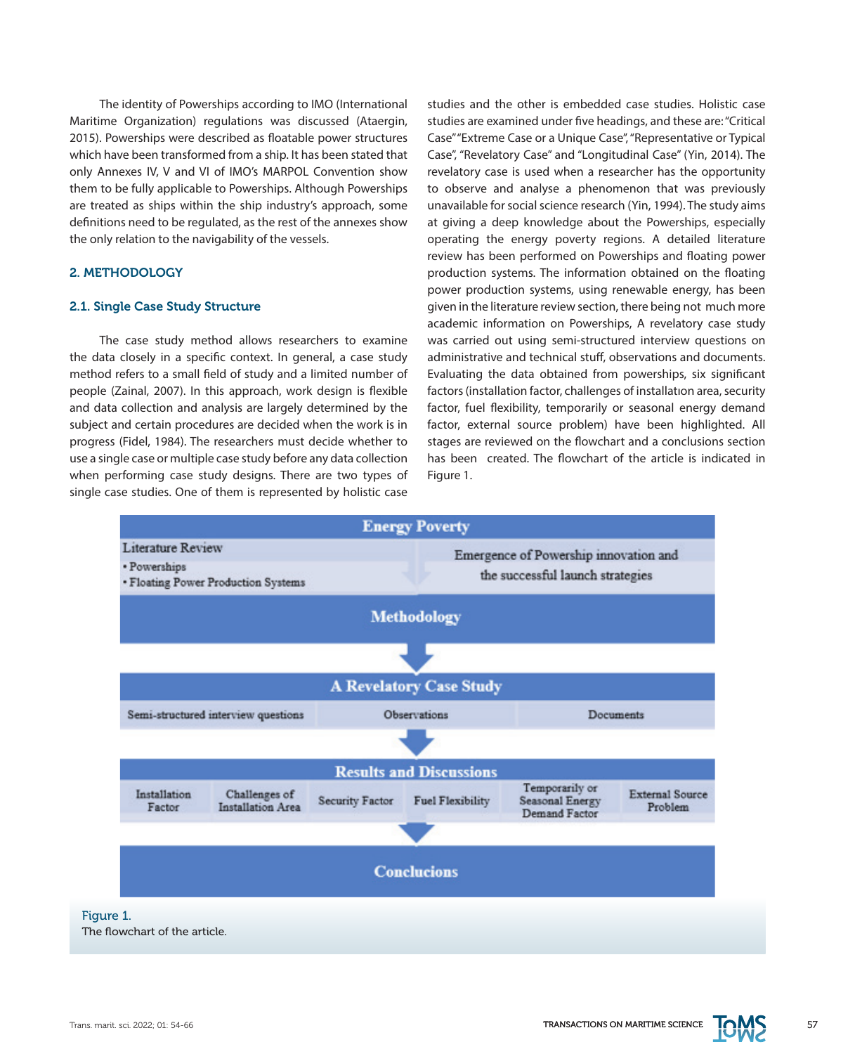The identity of Powerships according to IMO (International Maritime Organization) regulations was discussed (Ataergin, 2015). Powerships were described as floatable power structures which have been transformed from a ship. It has been stated that only Annexes IV, V and VI of IMO's MARPOL Convention show them to be fully applicable to Powerships. Although Powerships are treated as ships within the ship industry's approach, some definitions need to be regulated, as the rest of the annexes show the only relation to the navigability of the vessels.

## 2. METHODOLOGY

### 2.1. Single Case Study Structure

The case study method allows researchers to examine the data closely in a specific context. In general, a case study method refers to a small field of study and a limited number of people (Zainal, 2007). In this approach, work design is flexible and data collection and analysis are largely determined by the subject and certain procedures are decided when the work is in progress (Fidel, 1984). The researchers must decide whether to use a single case or multiple case study before any data collection when performing case study designs. There are two types of single case studies. One of them is represented by holistic case studies and the other is embedded case studies. Holistic case studies are examined under five headings, and these are: "Critical Case" "Extreme Case or a Unique Case", "Representative or Typical Case", "Revelatory Case" and "Longitudinal Case" (Yin, 2014). The revelatory case is used when a researcher has the opportunity to observe and analyse a phenomenon that was previously unavailable for social science research (Yin, 1994). The study aims at giving a deep knowledge about the Powerships, especially operating the energy poverty regions. A detailed literature review has been performed on Powerships and floating power production systems. The information obtained on the floating power production systems, using renewable energy, has been given in the literature review section, there being not much more academic information on Powerships, A revelatory case study was carried out using semi-structured interview questions on administrative and technical stuff, observations and documents. Evaluating the data obtained from powerships, six significant factors (installation factor, challenges of installatıon area, security factor, fuel flexibility, temporarily or seasonal energy demand factor, external source problem) have been highlighted. All stages are reviewed on the flowchart and a conclusions section has been created. The flowchart of the article is indicated in Figure 1.

**Energy Poverty**

| Literature Review<br>• Powerships<br>• Floating Power Production Systems | Emergence of Powership innovation and the successful launch strategies |
|---|---|

**Methodology**

**A Revelatory Case Study**

| Semi-structured interview questions | Observations | Documents |
|---|---|---|

**Results and Discussions**

| Installation Factor | Challenges of Installation Area | Security Factor | Fuel Flexibility | Temporarily or Seasonal Energy Demand Factor | External Source Problem |
|---|---|---|---|---|---|

**Conclucions**

Figure 1.
The flowchart of the article.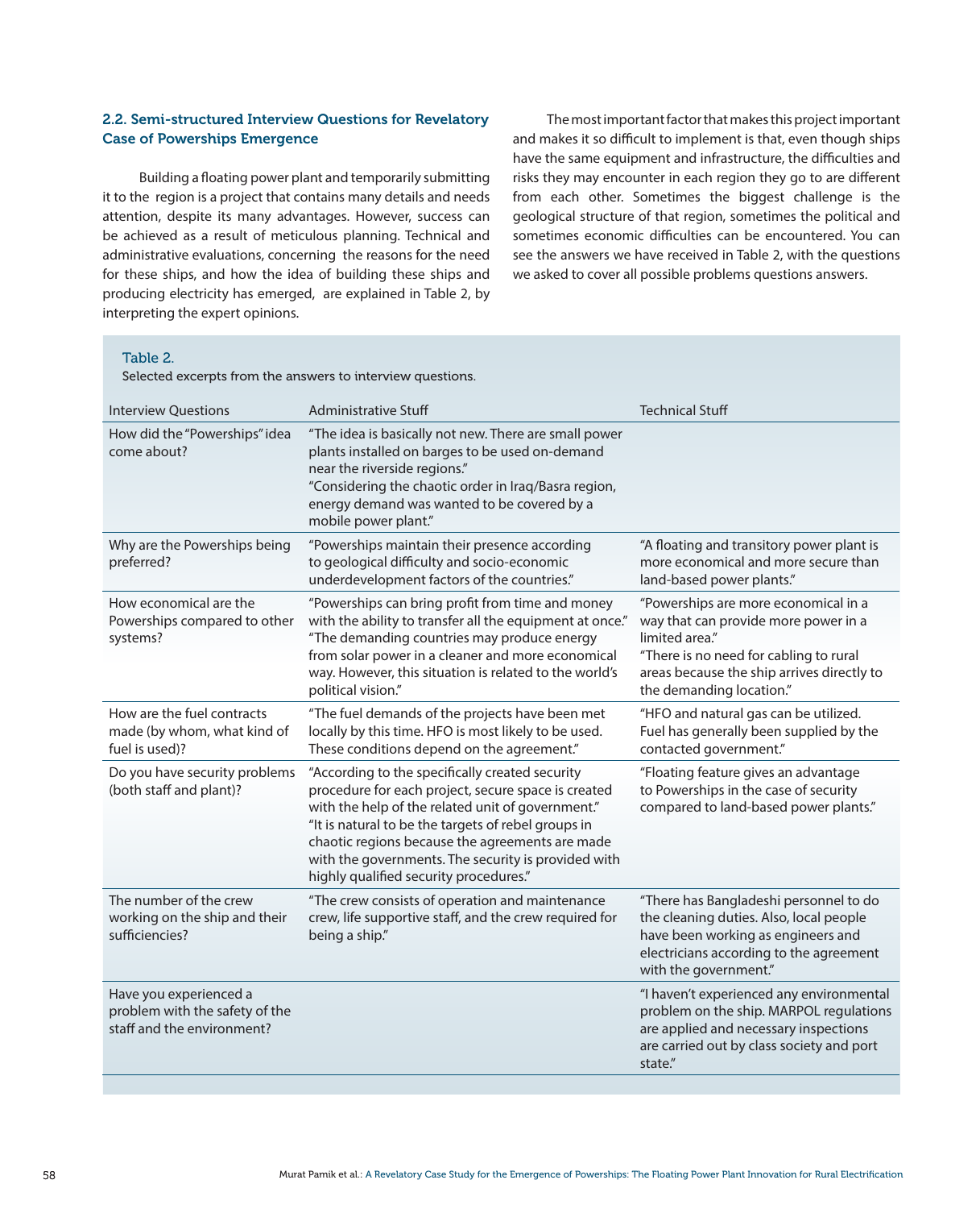## 2.2. Semi-structured Interview Questions for Revelatory Case of Powerships Emergence

Building a floating power plant and temporarily submitting it to the region is a project that contains many details and needs attention, despite its many advantages. However, success can be achieved as a result of meticulous planning. Technical and administrative evaluations, concerning the reasons for the need for these ships, and how the idea of building these ships and producing electricity has emerged, are explained in Table 2, by interpreting the expert opinions.

The most important factor that makes this project important and makes it so difficult to implement is that, even though ships have the same equipment and infrastructure, the difficulties and risks they may encounter in each region they go to are different from each other. Sometimes the biggest challenge is the geological structure of that region, sometimes the political and sometimes economic difficulties can be encountered. You can see the answers we have received in Table 2, with the questions we asked to cover all possible problems questions answers.

Table 2.
Selected excerpts from the answers to interview questions.

| Interview Questions | Administrative Stuff | Technical Stuff |
|---|---|---|
| How did the "Powerships" idea come about? | "The idea is basically not new. There are small power plants installed on barges to be used on-demand near the riverside regions." "Considering the chaotic order in Iraq/Basra region, energy demand was wanted to be covered by a mobile power plant." | |
| Why are the Powerships being preferred? | "Powerships maintain their presence according to geological difficulty and socio-economic underdevelopment factors of the countries." | "A floating and transitory power plant is more economical and more secure than land-based power plants." |
| How economical are the Powerships compared to other systems? | "Powerships can bring profit from time and money with the ability to transfer all the equipment at once." "The demanding countries may produce energy from solar power in a cleaner and more economical way. However, this situation is related to the world's political vision." | "Powerships are more economical in a way that can provide more power in a limited area." "There is no need for cabling to rural areas because the ship arrives directly to the demanding location." |
| How are the fuel contracts made (by whom, what kind of fuel is used)? | "The fuel demands of the projects have been met locally by this time. HFO is most likely to be used. These conditions depend on the agreement." | "HFO and natural gas can be utilized. Fuel has generally been supplied by the contacted government." |
| Do you have security problems (both staff and plant)? | "According to the specifically created security procedure for each project, secure space is created with the help of the related unit of government." "It is natural to be the targets of rebel groups in chaotic regions because the agreements are made with the governments. The security is provided with highly qualified security procedures." | "Floating feature gives an advantage to Powerships in the case of security compared to land-based power plants." |
| The number of the crew working on the ship and their sufficiencies? | "The crew consists of operation and maintenance crew, life supportive staff, and the crew required for being a ship." | "There has Bangladeshi personnel to do the cleaning duties. Also, local people have been working as engineers and electricians according to the agreement with the government." |
| Have you experienced a problem with the safety of the staff and the environment? | | "I haven't experienced any environmental problem on the ship. MARPOL regulations are applied and necessary inspections are carried out by class society and port state." |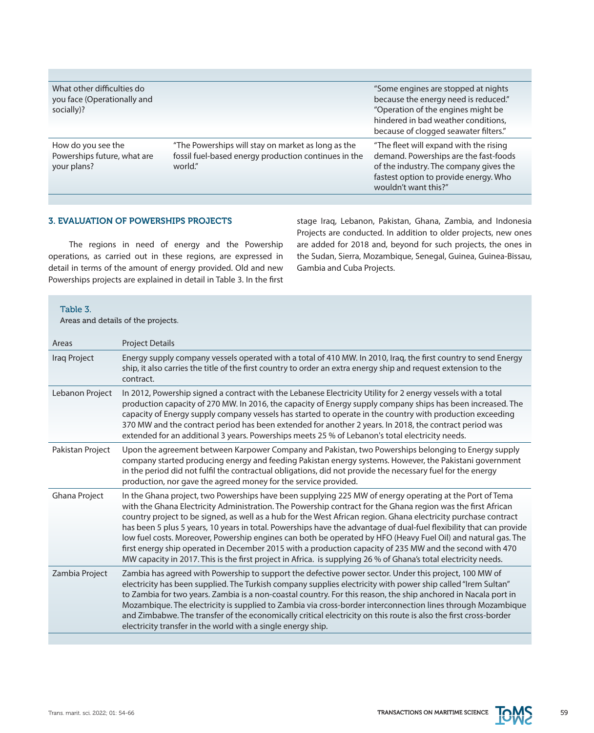| What other difficulties do you face (Operationally and socially)? | | "Some engines are stopped at nights because the energy need is reduced." "Operation of the engines might be hindered in bad weather conditions, because of clogged seawater filters." |
|---|---|---|
| How do you see the Powerships future, what are your plans? | "The Powerships will stay on market as long as the fossil fuel-based energy production continues in the world." | "The fleet will expand with the rising demand. Powerships are the fast-foods of the industry. The company gives the fastest option to provide energy. Who wouldn't want this?" |

## 3. EVALUATION OF POWERSHIPS PROJECTS

The regions in need of energy and the Powership operations, as carried out in these regions, are expressed in detail in terms of the amount of energy provided. Old and new Powerships projects are explained in detail in Table 3. In the first stage Iraq, Lebanon, Pakistan, Ghana, Zambia, and Indonesia Projects are conducted. In addition to older projects, new ones are added for 2018 and, beyond for such projects, the ones in the Sudan, Sierra, Mozambique, Senegal, Guinea, Guinea-Bissau, Gambia and Cuba Projects.

Table 3.
Areas and details of the projects.

| Areas | Project Details |
|---|---|
| Iraq Project | Energy supply company vessels operated with a total of 410 MW. In 2010, Iraq, the first country to send Energy ship, it also carries the title of the first country to order an extra energy ship and request extension to the contract. |
| Lebanon Project | In 2012, Powership signed a contract with the Lebanese Electricity Utility for 2 energy vessels with a total production capacity of 270 MW. In 2016, the capacity of Energy supply company ships has been increased. The capacity of Energy supply company vessels has started to operate in the country with production exceeding 370 MW and the contract period has been extended for another 2 years. In 2018, the contract period was extended for an additional 3 years. Powerships meets 25 % of Lebanon's total electricity needs. |
| Pakistan Project | Upon the agreement between Karpower Company and Pakistan, two Powerships belonging to Energy supply company started producing energy and feeding Pakistan energy systems. However, the Pakistani government in the period did not fulfil the contractual obligations, did not provide the necessary fuel for the energy production, nor gave the agreed money for the service provided. |
| Ghana Project | In the Ghana project, two Powerships have been supplying 225 MW of energy operating at the Port of Tema with the Ghana Electricity Administration. The Powership contract for the Ghana region was the first African country project to be signed, as well as a hub for the West African region. Ghana electricity purchase contract has been 5 plus 5 years, 10 years in total. Powerships have the advantage of dual-fuel flexibility that can provide low fuel costs. Moreover, Powership engines can both be operated by HFO (Heavy Fuel Oil) and natural gas. The first energy ship operated in December 2015 with a production capacity of 235 MW and the second with 470 MW capacity in 2017. This is the first project in Africa. is supplying 26 % of Ghana's total electricity needs. |
| Zambia Project | Zambia has agreed with Powership to support the defective power sector. Under this project, 100 MW of electricity has been supplied. The Turkish company supplies electricity with power ship called "Irem Sultan" to Zambia for two years. Zambia is a non-coastal country. For this reason, the ship anchored in Nacala port in Mozambique. The electricity is supplied to Zambia via cross-border interconnection lines through Mozambique and Zimbabwe. The transfer of the economically critical electricity on this route is also the first cross-border electricity transfer in the world with a single energy ship. |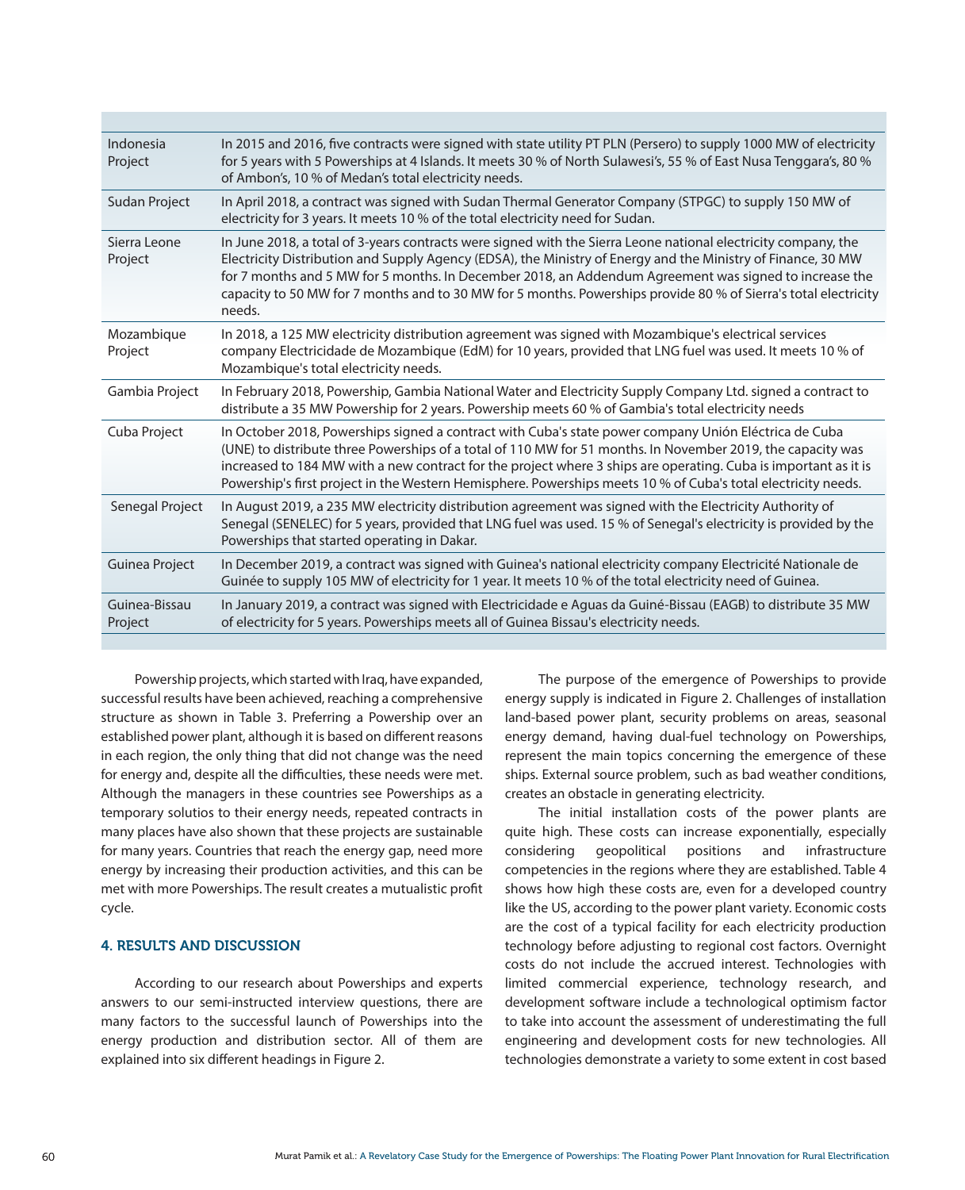| | |
|---|---|
| Indonesia Project | In 2015 and 2016, five contracts were signed with state utility PT PLN (Persero) to supply 1000 MW of electricity for 5 years with 5 Powerships at 4 Islands. It meets 30 % of North Sulawesi's, 55 % of East Nusa Tenggara's, 80 % of Ambon's, 10 % of Medan's total electricity needs. |
| Sudan Project | In April 2018, a contract was signed with Sudan Thermal Generator Company (STPGC) to supply 150 MW of electricity for 3 years. It meets 10 % of the total electricity need for Sudan. |
| Sierra Leone Project | In June 2018, a total of 3-years contracts were signed with the Sierra Leone national electricity company, the Electricity Distribution and Supply Agency (EDSA), the Ministry of Energy and the Ministry of Finance, 30 MW for 7 months and 5 MW for 5 months. In December 2018, an Addendum Agreement was signed to increase the capacity to 50 MW for 7 months and to 30 MW for 5 months. Powerships provide 80 % of Sierra's total electricity needs. |
| Mozambique Project | In 2018, a 125 MW electricity distribution agreement was signed with Mozambique's electrical services company Electricidade de Mozambique (EdM) for 10 years, provided that LNG fuel was used. It meets 10 % of Mozambique's total electricity needs. |
| Gambia Project | In February 2018, Powership, Gambia National Water and Electricity Supply Company Ltd. signed a contract to distribute a 35 MW Powership for 2 years. Powership meets 60 % of Gambia's total electricity needs |
| Cuba Project | In October 2018, Powerships signed a contract with Cuba's state power company Unión Eléctrica de Cuba (UNE) to distribute three Powerships of a total of 110 MW for 51 months. In November 2019, the capacity was increased to 184 MW with a new contract for the project where 3 ships are operating. Cuba is important as it is Powership's first project in the Western Hemisphere. Powerships meets 10 % of Cuba's total electricity needs. |
| Senegal Project | In August 2019, a 235 MW electricity distribution agreement was signed with the Electricity Authority of Senegal (SENELEC) for 5 years, provided that LNG fuel was used. 15 % of Senegal's electricity is provided by the Powerships that started operating in Dakar. |
| Guinea Project | In December 2019, a contract was signed with Guinea's national electricity company Electricité Nationale de Guinée to supply 105 MW of electricity for 1 year. It meets 10 % of the total electricity need of Guinea. |
| Guinea-Bissau Project | In January 2019, a contract was signed with Electricidade e Aguas da Guiné-Bissau (EAGB) to distribute 35 MW of electricity for 5 years. Powerships meets all of Guinea Bissau's electricity needs. |

Powership projects, which started with Iraq, have expanded, successful results have been achieved, reaching a comprehensive structure as shown in Table 3. Preferring a Powership over an established power plant, although it is based on different reasons in each region, the only thing that did not change was the need for energy and, despite all the difficulties, these needs were met. Although the managers in these countries see Powerships as a temporary solutios to their energy needs, repeated contracts in many places have also shown that these projects are sustainable for many years. Countries that reach the energy gap, need more energy by increasing their production activities, and this can be met with more Powerships. The result creates a mutualistic profit cycle.

## 4. RESULTS AND DISCUSSION

According to our research about Powerships and experts answers to our semi-instructed interview questions, there are many factors to the successful launch of Powerships into the energy production and distribution sector. All of them are explained into six different headings in Figure 2.

The purpose of the emergence of Powerships to provide energy supply is indicated in Figure 2. Challenges of installation land-based power plant, security problems on areas, seasonal energy demand, having dual-fuel technology on Powerships, represent the main topics concerning the emergence of these ships. External source problem, such as bad weather conditions, creates an obstacle in generating electricity.

The initial installation costs of the power plants are quite high. These costs can increase exponentially, especially considering geopolitical positions and infrastructure competencies in the regions where they are established. Table 4 shows how high these costs are, even for a developed country like the US, according to the power plant variety. Economic costs are the cost of a typical facility for each electricity production technology before adjusting to regional cost factors. Overnight costs do not include the accrued interest. Technologies with limited commercial experience, technology research, and development software include a technological optimism factor to take into account the assessment of underestimating the full engineering and development costs for new technologies. All technologies demonstrate a variety to some extent in cost based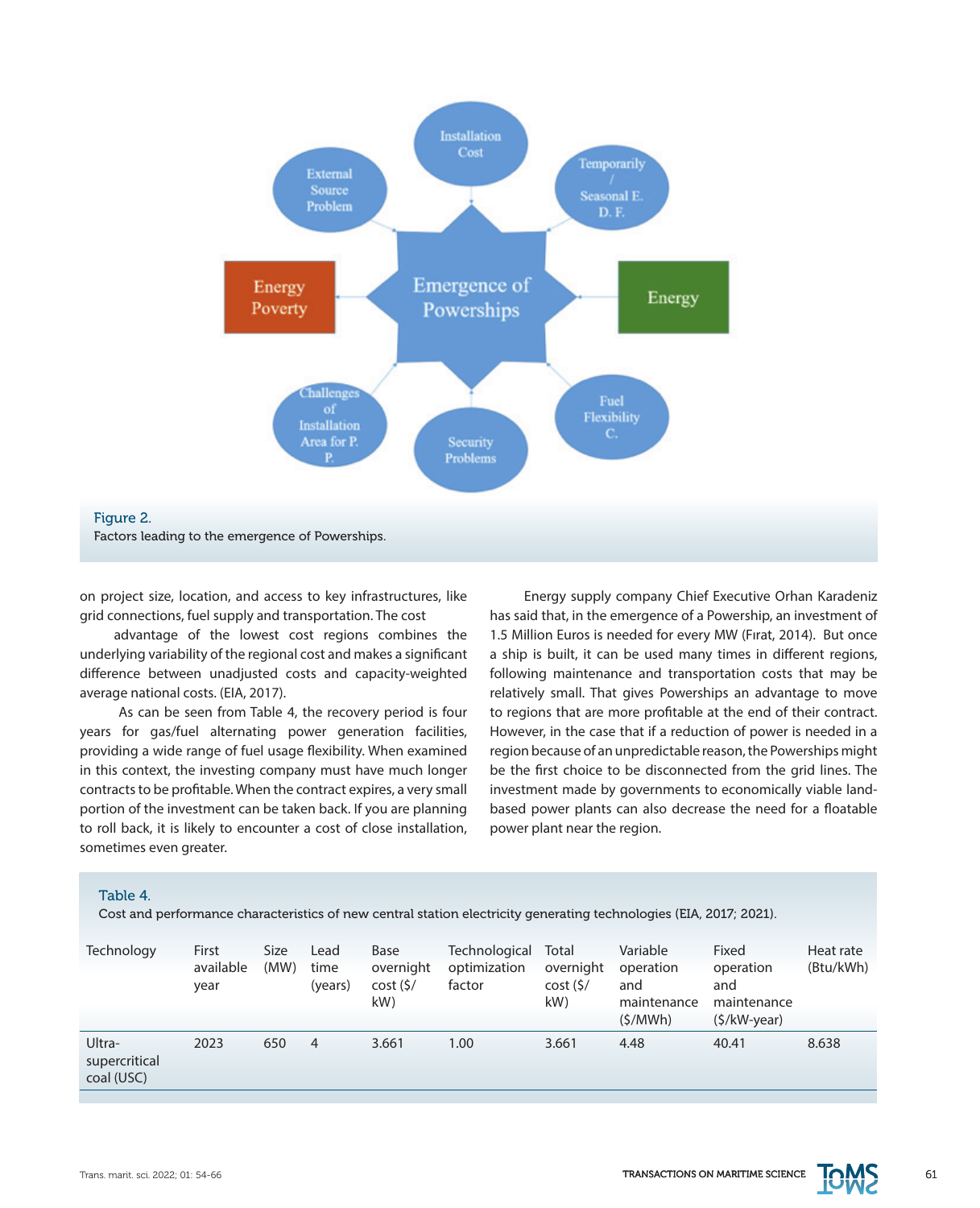Figure 2.
Factors leading to the emergence of Powerships.

on project size, location, and access to key infrastructures, like grid connections, fuel supply and transportation. The cost

advantage of the lowest cost regions combines the underlying variability of the regional cost and makes a significant difference between unadjusted costs and capacity-weighted average national costs. (EIA, 2017).

As can be seen from Table 4, the recovery period is four years for gas/fuel alternating power generation facilities, providing a wide range of fuel usage flexibility. When examined in this context, the investing company must have much longer contracts to be profitable. When the contract expires, a very small portion of the investment can be taken back. If you are planning to roll back, it is likely to encounter a cost of close installation, sometimes even greater.

Energy supply company Chief Executive Orhan Karadeniz has said that, in the emergence of a Powership, an investment of 1.5 Million Euros is needed for every MW (Fırat, 2014). But once a ship is built, it can be used many times in different regions, following maintenance and transportation costs that may be relatively small. That gives Powerships an advantage to move to regions that are more profitable at the end of their contract. However, in the case that if a reduction of power is needed in a region because of an unpredictable reason, the Powerships might be the first choice to be disconnected from the grid lines. The investment made by governments to economically viable land-based power plants can also decrease the need for a floatable power plant near the region.

Table 4.
Cost and performance characteristics of new central station electricity generating technologies (EIA, 2017; 2021).

| Technology | First available year | Size (MW) | Lead time (years) | Base overnight cost ($/kW) | Technological optimization factor | Total overnight cost ($/kW) | Variable operation and maintenance ($/MWh) | Fixed operation and maintenance ($/kW-year) | Heat rate (Btu/kWh) |
|---|---|---|---|---|---|---|---|---|---|
| Ultra-supercritical coal (USC) | 2023 | 650 | 4 | 3.661 | 1.00 | 3.661 | 4.48 | 40.41 | 8.638 |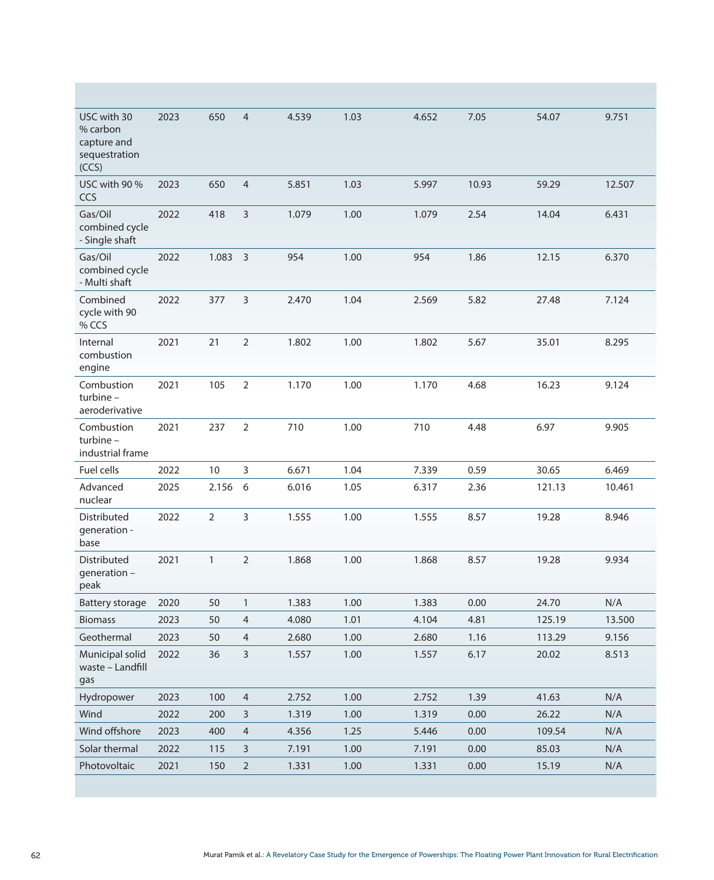| | | | | | | | | | |
|---|---|---|---|---|---|---|---|---|---|
| USC with 30 % carbon capture and sequestration (CCS) | 2023 | 650 | 4 | 4.539 | 1.03 | 4.652 | 7.05 | 54.07 | 9.751 |
| USC with 90 % CCS | 2023 | 650 | 4 | 5.851 | 1.03 | 5.997 | 10.93 | 59.29 | 12.507 |
| Gas/Oil combined cycle - Single shaft | 2022 | 418 | 3 | 1.079 | 1.00 | 1.079 | 2.54 | 14.04 | 6.431 |
| Gas/Oil combined cycle - Multi shaft | 2022 | 1.083 | 3 | 954 | 1.00 | 954 | 1.86 | 12.15 | 6.370 |
| Combined cycle with 90 % CCS | 2022 | 377 | 3 | 2.470 | 1.04 | 2.569 | 5.82 | 27.48 | 7.124 |
| Internal combustion engine | 2021 | 21 | 2 | 1.802 | 1.00 | 1.802 | 5.67 | 35.01 | 8.295 |
| Combustion turbine – aeroderivative | 2021 | 105 | 2 | 1.170 | 1.00 | 1.170 | 4.68 | 16.23 | 9.124 |
| Combustion turbine – industrial frame | 2021 | 237 | 2 | 710 | 1.00 | 710 | 4.48 | 6.97 | 9.905 |
| Fuel cells | 2022 | 10 | 3 | 6.671 | 1.04 | 7.339 | 0.59 | 30.65 | 6.469 |
| Advanced nuclear | 2025 | 2.156 | 6 | 6.016 | 1.05 | 6.317 | 2.36 | 121.13 | 10.461 |
| Distributed generation - base | 2022 | 2 | 3 | 1.555 | 1.00 | 1.555 | 8.57 | 19.28 | 8.946 |
| Distributed generation – peak | 2021 | 1 | 2 | 1.868 | 1.00 | 1.868 | 8.57 | 19.28 | 9.934 |
| Battery storage | 2020 | 50 | 1 | 1.383 | 1.00 | 1.383 | 0.00 | 24.70 | N/A |
| Biomass | 2023 | 50 | 4 | 4.080 | 1.01 | 4.104 | 4.81 | 125.19 | 13.500 |
| Geothermal | 2023 | 50 | 4 | 2.680 | 1.00 | 2.680 | 1.16 | 113.29 | 9.156 |
| Municipal solid waste – Landfill gas | 2022 | 36 | 3 | 1.557 | 1.00 | 1.557 | 6.17 | 20.02 | 8.513 |
| Hydropower | 2023 | 100 | 4 | 2.752 | 1.00 | 2.752 | 1.39 | 41.63 | N/A |
| Wind | 2022 | 200 | 3 | 1.319 | 1.00 | 1.319 | 0.00 | 26.22 | N/A |
| Wind offshore | 2023 | 400 | 4 | 4.356 | 1.25 | 5.446 | 0.00 | 109.54 | N/A |
| Solar thermal | 2022 | 115 | 3 | 7.191 | 1.00 | 7.191 | 0.00 | 85.03 | N/A |
| Photovoltaic | 2021 | 150 | 2 | 1.331 | 1.00 | 1.331 | 0.00 | 15.19 | N/A |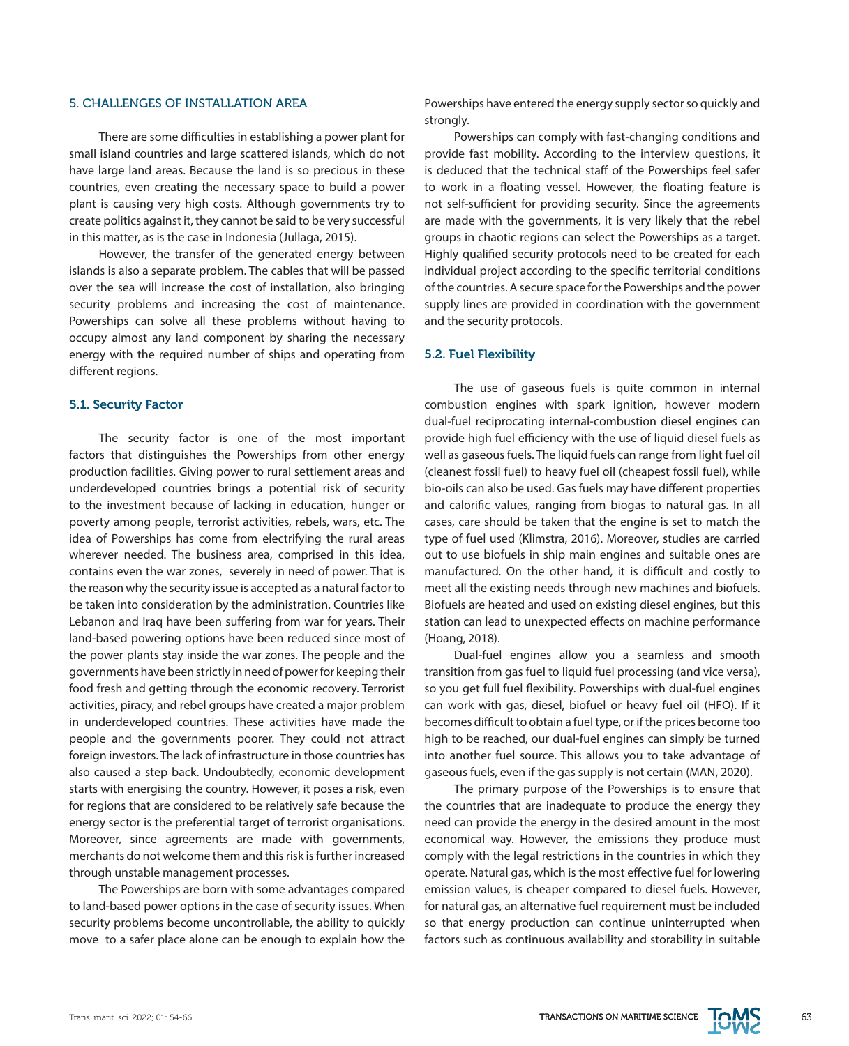## 5. CHALLENGES OF INSTALLATION AREA

There are some difficulties in establishing a power plant for small island countries and large scattered islands, which do not have large land areas. Because the land is so precious in these countries, even creating the necessary space to build a power plant is causing very high costs. Although governments try to create politics against it, they cannot be said to be very successful in this matter, as is the case in Indonesia (Jullaga, 2015).

However, the transfer of the generated energy between islands is also a separate problem. The cables that will be passed over the sea will increase the cost of installation, also bringing security problems and increasing the cost of maintenance. Powerships can solve all these problems without having to occupy almost any land component by sharing the necessary energy with the required number of ships and operating from different regions.

### 5.1. Security Factor

The security factor is one of the most important factors that distinguishes the Powerships from other energy production facilities. Giving power to rural settlement areas and underdeveloped countries brings a potential risk of security to the investment because of lacking in education, hunger or poverty among people, terrorist activities, rebels, wars, etc. The idea of Powerships has come from electrifying the rural areas wherever needed. The business area, comprised in this idea, contains even the war zones, severely in need of power. That is the reason why the security issue is accepted as a natural factor to be taken into consideration by the administration. Countries like Lebanon and Iraq have been suffering from war for years. Their land-based powering options have been reduced since most of the power plants stay inside the war zones. The people and the governments have been strictly in need of power for keeping their food fresh and getting through the economic recovery. Terrorist activities, piracy, and rebel groups have created a major problem in underdeveloped countries. These activities have made the people and the governments poorer. They could not attract foreign investors. The lack of infrastructure in those countries has also caused a step back. Undoubtedly, economic development starts with energising the country. However, it poses a risk, even for regions that are considered to be relatively safe because the energy sector is the preferential target of terrorist organisations. Moreover, since agreements are made with governments, merchants do not welcome them and this risk is further increased through unstable management processes.

The Powerships are born with some advantages compared to land-based power options in the case of security issues. When security problems become uncontrollable, the ability to quickly move to a safer place alone can be enough to explain how the Powerships have entered the energy supply sector so quickly and strongly.

Powerships can comply with fast-changing conditions and provide fast mobility. According to the interview questions, it is deduced that the technical staff of the Powerships feel safer to work in a floating vessel. However, the floating feature is not self-sufficient for providing security. Since the agreements are made with the governments, it is very likely that the rebel groups in chaotic regions can select the Powerships as a target. Highly qualified security protocols need to be created for each individual project according to the specific territorial conditions of the countries. A secure space for the Powerships and the power supply lines are provided in coordination with the government and the security protocols.

### 5.2. Fuel Flexibility

The use of gaseous fuels is quite common in internal combustion engines with spark ignition, however modern dual-fuel reciprocating internal-combustion diesel engines can provide high fuel efficiency with the use of liquid diesel fuels as well as gaseous fuels. The liquid fuels can range from light fuel oil (cleanest fossil fuel) to heavy fuel oil (cheapest fossil fuel), while bio-oils can also be used. Gas fuels may have different properties and calorific values, ranging from biogas to natural gas. In all cases, care should be taken that the engine is set to match the type of fuel used (Klimstra, 2016). Moreover, studies are carried out to use biofuels in ship main engines and suitable ones are manufactured. On the other hand, it is difficult and costly to meet all the existing needs through new machines and biofuels. Biofuels are heated and used on existing diesel engines, but this station can lead to unexpected effects on machine performance (Hoang, 2018).

Dual-fuel engines allow you a seamless and smooth transition from gas fuel to liquid fuel processing (and vice versa), so you get full fuel flexibility. Powerships with dual-fuel engines can work with gas, diesel, biofuel or heavy fuel oil (HFO). If it becomes difficult to obtain a fuel type, or if the prices become too high to be reached, our dual-fuel engines can simply be turned into another fuel source. This allows you to take advantage of gaseous fuels, even if the gas supply is not certain (MAN, 2020).

The primary purpose of the Powerships is to ensure that the countries that are inadequate to produce the energy they need can provide the energy in the desired amount in the most economical way. However, the emissions they produce must comply with the legal restrictions in the countries in which they operate. Natural gas, which is the most effective fuel for lowering emission values, is cheaper compared to diesel fuels. However, for natural gas, an alternative fuel requirement must be included so that energy production can continue uninterrupted when factors such as continuous availability and storability in suitable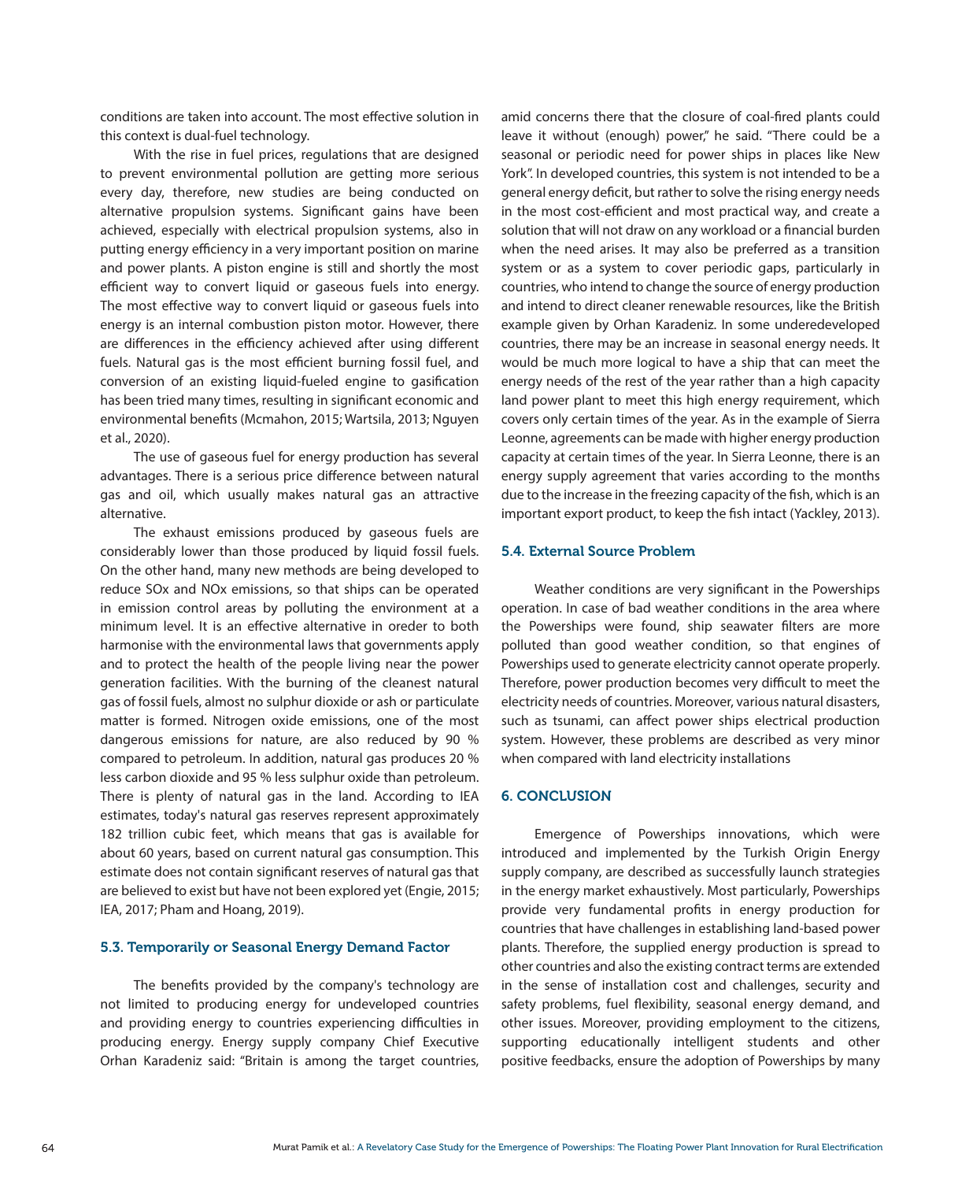conditions are taken into account. The most effective solution in this context is dual-fuel technology.

With the rise in fuel prices, regulations that are designed to prevent environmental pollution are getting more serious every day, therefore, new studies are being conducted on alternative propulsion systems. Significant gains have been achieved, especially with electrical propulsion systems, also in putting energy efficiency in a very important position on marine and power plants. A piston engine is still and shortly the most efficient way to convert liquid or gaseous fuels into energy. The most effective way to convert liquid or gaseous fuels into energy is an internal combustion piston motor. However, there are differences in the efficiency achieved after using different fuels. Natural gas is the most efficient burning fossil fuel, and conversion of an existing liquid-fueled engine to gasification has been tried many times, resulting in significant economic and environmental benefits (Mcmahon, 2015; Wartsila, 2013; Nguyen et al., 2020).

The use of gaseous fuel for energy production has several advantages. There is a serious price difference between natural gas and oil, which usually makes natural gas an attractive alternative.

The exhaust emissions produced by gaseous fuels are considerably lower than those produced by liquid fossil fuels. On the other hand, many new methods are being developed to reduce SOx and NOx emissions, so that ships can be operated in emission control areas by polluting the environment at a minimum level. It is an effective alternative in oreder to both harmonise with the environmental laws that governments apply and to protect the health of the people living near the power generation facilities. With the burning of the cleanest natural gas of fossil fuels, almost no sulphur dioxide or ash or particulate matter is formed. Nitrogen oxide emissions, one of the most dangerous emissions for nature, are also reduced by 90 % compared to petroleum. In addition, natural gas produces 20 % less carbon dioxide and 95 % less sulphur oxide than petroleum. There is plenty of natural gas in the land. According to IEA estimates, today's natural gas reserves represent approximately 182 trillion cubic feet, which means that gas is available for about 60 years, based on current natural gas consumption. This estimate does not contain significant reserves of natural gas that are believed to exist but have not been explored yet (Engie, 2015; IEA, 2017; Pham and Hoang, 2019).

### 5.3. Temporarily or Seasonal Energy Demand Factor

The benefits provided by the company's technology are not limited to producing energy for undeveloped countries and providing energy to countries experiencing difficulties in producing energy. Energy supply company Chief Executive Orhan Karadeniz said: "Britain is among the target countries, amid concerns there that the closure of coal-fired plants could leave it without (enough) power," he said. "There could be a seasonal or periodic need for power ships in places like New York". In developed countries, this system is not intended to be a general energy deficit, but rather to solve the rising energy needs in the most cost-efficient and most practical way, and create a solution that will not draw on any workload or a financial burden when the need arises. It may also be preferred as a transition system or as a system to cover periodic gaps, particularly in countries, who intend to change the source of energy production and intend to direct cleaner renewable resources, like the British example given by Orhan Karadeniz. In some underedeveloped countries, there may be an increase in seasonal energy needs. It would be much more logical to have a ship that can meet the energy needs of the rest of the year rather than a high capacity land power plant to meet this high energy requirement, which covers only certain times of the year. As in the example of Sierra Leonne, agreements can be made with higher energy production capacity at certain times of the year. In Sierra Leonne, there is an energy supply agreement that varies according to the months due to the increase in the freezing capacity of the fish, which is an important export product, to keep the fish intact (Yackley, 2013).

### 5.4. External Source Problem

Weather conditions are very significant in the Powerships operation. In case of bad weather conditions in the area where the Powerships were found, ship seawater filters are more polluted than good weather condition, so that engines of Powerships used to generate electricity cannot operate properly. Therefore, power production becomes very difficult to meet the electricity needs of countries. Moreover, various natural disasters, such as tsunami, can affect power ships electrical production system. However, these problems are described as very minor when compared with land electricity installations

## 6. CONCLUSION

Emergence of Powerships innovations, which were introduced and implemented by the Turkish Origin Energy supply company, are described as successfully launch strategies in the energy market exhaustively. Most particularly, Powerships provide very fundamental profits in energy production for countries that have challenges in establishing land-based power plants. Therefore, the supplied energy production is spread to other countries and also the existing contract terms are extended in the sense of installation cost and challenges, security and safety problems, fuel flexibility, seasonal energy demand, and other issues. Moreover, providing employment to the citizens, supporting educationally intelligent students and other positive feedbacks, ensure the adoption of Powerships by many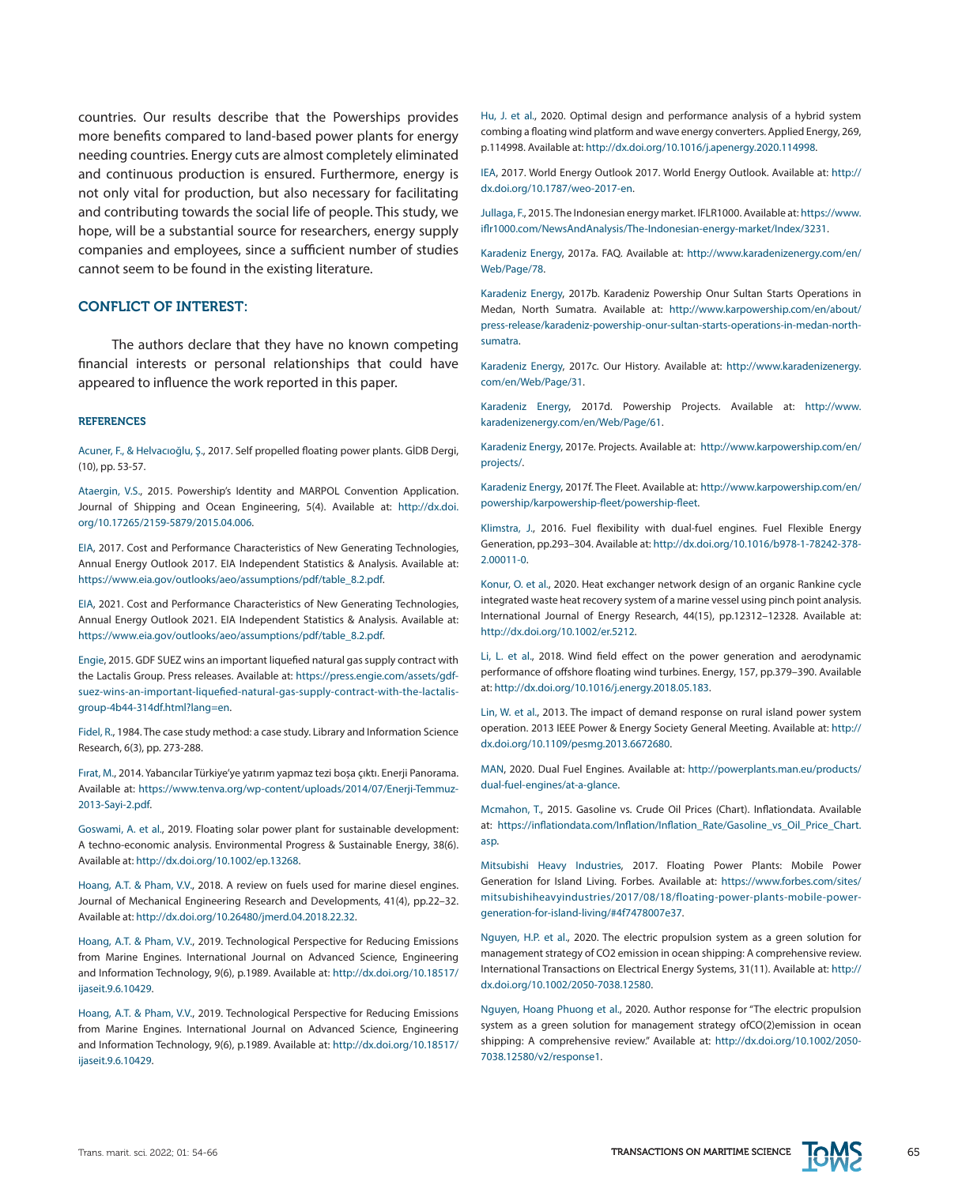countries. Our results describe that the Powerships provides more benefits compared to land-based power plants for energy needing countries. Energy cuts are almost completely eliminated and continuous production is ensured. Furthermore, energy is not only vital for production, but also necessary for facilitating and contributing towards the social life of people. This study, we hope, will be a substantial source for researchers, energy supply companies and employees, since a sufficient number of studies cannot seem to be found in the existing literature.

## CONFLICT OF INTEREST:

The authors declare that they have no known competing financial interests or personal relationships that could have appeared to influence the work reported in this paper.

### REFERENCES

Acuner, F., & Helvacıoğlu, Ş., 2017. Self propelled floating power plants. GİDB Dergi, (10), pp. 53-57.

Ataergin, V.S., 2015. Powership's Identity and MARPOL Convention Application. Journal of Shipping and Ocean Engineering, 5(4). Available at: http://dx.doi.org/10.17265/2159-5879/2015.04.006.

EIA, 2017. Cost and Performance Characteristics of New Generating Technologies, Annual Energy Outlook 2017. EIA Independent Statistics & Analysis. Available at: https://www.eia.gov/outlooks/aeo/assumptions/pdf/table_8.2.pdf.

EIA, 2021. Cost and Performance Characteristics of New Generating Technologies, Annual Energy Outlook 2021. EIA Independent Statistics & Analysis. Available at: https://www.eia.gov/outlooks/aeo/assumptions/pdf/table_8.2.pdf.

Engie, 2015. GDF SUEZ wins an important liquefied natural gas supply contract with the Lactalis Group. Press releases. Available at: https://press.engie.com/assets/gdf-suez-wins-an-important-liquefied-natural-gas-supply-contract-with-the-lactalis-group-4b44-314df.html?lang=en.

Fidel, R., 1984. The case study method: a case study. Library and Information Science Research, 6(3), pp. 273-288.

Fırat, M., 2014. Yabancılar Türkiye'ye yatırım yapmaz tezi boşa çıktı. Enerji Panorama. Available at: https://www.tenva.org/wp-content/uploads/2014/07/Enerji-Temmuz-2013-Sayi-2.pdf.

Goswami, A. et al., 2019. Floating solar power plant for sustainable development: A techno-economic analysis. Environmental Progress & Sustainable Energy, 38(6). Available at: http://dx.doi.org/10.1002/ep.13268.

Hoang, A.T. & Pham, V.V., 2018. A review on fuels used for marine diesel engines. Journal of Mechanical Engineering Research and Developments, 41(4), pp.22–32. Available at: http://dx.doi.org/10.26480/jmerd.04.2018.22.32.

Hoang, A.T. & Pham, V.V., 2019. Technological Perspective for Reducing Emissions from Marine Engines. International Journal on Advanced Science, Engineering and Information Technology, 9(6), p.1989. Available at: http://dx.doi.org/10.18517/ijaseit.9.6.10429.

Hoang, A.T. & Pham, V.V., 2019. Technological Perspective for Reducing Emissions from Marine Engines. International Journal on Advanced Science, Engineering and Information Technology, 9(6), p.1989. Available at: http://dx.doi.org/10.18517/ijaseit.9.6.10429.

Hu, J. et al., 2020. Optimal design and performance analysis of a hybrid system combing a floating wind platform and wave energy converters. Applied Energy, 269, p.114998. Available at: http://dx.doi.org/10.1016/j.apenergy.2020.114998.

IEA, 2017. World Energy Outlook 2017. World Energy Outlook. Available at: http://dx.doi.org/10.1787/weo-2017-en.

Jullaga, F., 2015. The Indonesian energy market. IFLR1000. Available at: https://www.iflr1000.com/NewsAndAnalysis/The-Indonesian-energy-market/Index/3231.

Karadeniz Energy, 2017a. FAQ. Available at: http://www.karadenizenergy.com/en/Web/Page/78.

Karadeniz Energy, 2017b. Karadeniz Powership Onur Sultan Starts Operations in Medan, North Sumatra. Available at: http://www.karpowership.com/en/about/press-release/karadeniz-powership-onur-sultan-starts-operations-in-medan-north-sumatra.

Karadeniz Energy, 2017c. Our History. Available at: http://www.karadenizenergy.com/en/Web/Page/31.

Karadeniz Energy, 2017d. Powership Projects. Available at: http://www.karadenizenergy.com/en/Web/Page/61.

Karadeniz Energy, 2017e. Projects. Available at: http://www.karpowership.com/en/projects/.

Karadeniz Energy, 2017f. The Fleet. Available at: http://www.karpowership.com/en/powership/karpowership-fleet/powership-fleet.

Klimstra, J., 2016. Fuel flexibility with dual-fuel engines. Fuel Flexible Energy Generation, pp.293–304. Available at: http://dx.doi.org/10.1016/b978-1-78242-378-2.00011-0.

Konur, O. et al., 2020. Heat exchanger network design of an organic Rankine cycle integrated waste heat recovery system of a marine vessel using pinch point analysis. International Journal of Energy Research, 44(15), pp.12312–12328. Available at: http://dx.doi.org/10.1002/er.5212.

Li, L. et al., 2018. Wind field effect on the power generation and aerodynamic performance of offshore floating wind turbines. Energy, 157, pp.379–390. Available at: http://dx.doi.org/10.1016/j.energy.2018.05.183.

Lin, W. et al., 2013. The impact of demand response on rural island power system operation. 2013 IEEE Power & Energy Society General Meeting. Available at: http://dx.doi.org/10.1109/pesmg.2013.6672680.

MAN, 2020. Dual Fuel Engines. Available at: http://powerplants.man.eu/products/dual-fuel-engines/at-a-glance.

Mcmahon, T., 2015. Gasoline vs. Crude Oil Prices (Chart). Inflationdata. Available at: https://inflationdata.com/Inflation/Inflation_Rate/Gasoline_vs_Oil_Price_Chart.asp.

Mitsubishi Heavy Industries, 2017. Floating Power Plants: Mobile Power Generation for Island Living. Forbes. Available at: https://www.forbes.com/sites/mitsubishiheavyindustries/2017/08/18/floating-power-plants-mobile-power-generation-for-island-living/#4f7478007e37.

Nguyen, H.P. et al., 2020. The electric propulsion system as a green solution for management strategy of CO2 emission in ocean shipping: A comprehensive review. International Transactions on Electrical Energy Systems, 31(11). Available at: http://dx.doi.org/10.1002/2050-7038.12580.

Nguyen, Hoang Phuong et al., 2020. Author response for "The electric propulsion system as a green solution for management strategy ofCO(2)emission in ocean shipping: A comprehensive review." Available at: http://dx.doi.org/10.1002/2050-7038.12580/v2/response1.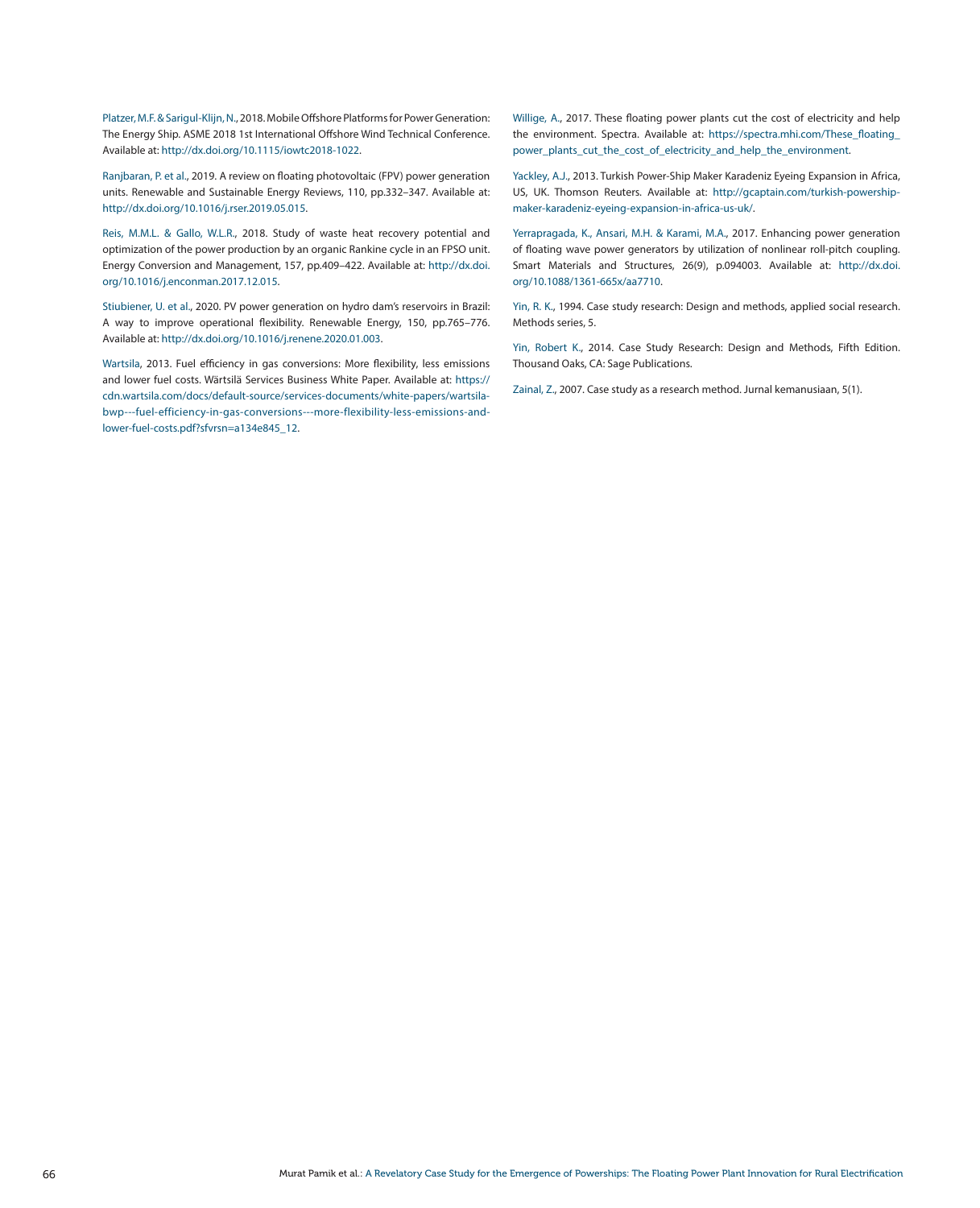Platzer, M.F. & Sarigul-Klijn, N., 2018. Mobile Offshore Platforms for Power Generation: The Energy Ship. ASME 2018 1st International Offshore Wind Technical Conference. Available at: http://dx.doi.org/10.1115/iowtc2018-1022.

Ranjbaran, P. et al., 2019. A review on floating photovoltaic (FPV) power generation units. Renewable and Sustainable Energy Reviews, 110, pp.332–347. Available at: http://dx.doi.org/10.1016/j.rser.2019.05.015.

Reis, M.M.L. & Gallo, W.L.R., 2018. Study of waste heat recovery potential and optimization of the power production by an organic Rankine cycle in an FPSO unit. Energy Conversion and Management, 157, pp.409–422. Available at: http://dx.doi.org/10.1016/j.enconman.2017.12.015.

Stiubiener, U. et al., 2020. PV power generation on hydro dam's reservoirs in Brazil: A way to improve operational flexibility. Renewable Energy, 150, pp.765–776. Available at: http://dx.doi.org/10.1016/j.renene.2020.01.003.

Wartsila, 2013. Fuel efficiency in gas conversions: More flexibility, less emissions and lower fuel costs. Wärtsilä Services Business White Paper. Available at: https://cdn.wartsila.com/docs/default-source/services-documents/white-papers/wartsila-bwp---fuel-efficiency-in-gas-conversions---more-flexibility-less-emissions-and-lower-fuel-costs.pdf?sfvrsn=a134e845_12.

Willige, A., 2017. These floating power plants cut the cost of electricity and help the environment. Spectra. Available at: https://spectra.mhi.com/These_floating_power_plants_cut_the_cost_of_electricity_and_help_the_environment.

Yackley, A.J., 2013. Turkish Power-Ship Maker Karadeniz Eyeing Expansion in Africa, US, UK. Thomson Reuters. Available at: http://gcaptain.com/turkish-powership-maker-karadeniz-eyeing-expansion-in-africa-us-uk/.

Yerrapragada, K., Ansari, M.H. & Karami, M.A., 2017. Enhancing power generation of floating wave power generators by utilization of nonlinear roll-pitch coupling. Smart Materials and Structures, 26(9), p.094003. Available at: http://dx.doi.org/10.1088/1361-665x/aa7710.

Yin, R. K., 1994. Case study research: Design and methods, applied social research. Methods series, 5.

Yin, Robert K., 2014. Case Study Research: Design and Methods, Fifth Edition. Thousand Oaks, CA: Sage Publications.

Zainal, Z., 2007. Case study as a research method. Jurnal kemanusiaan, 5(1).